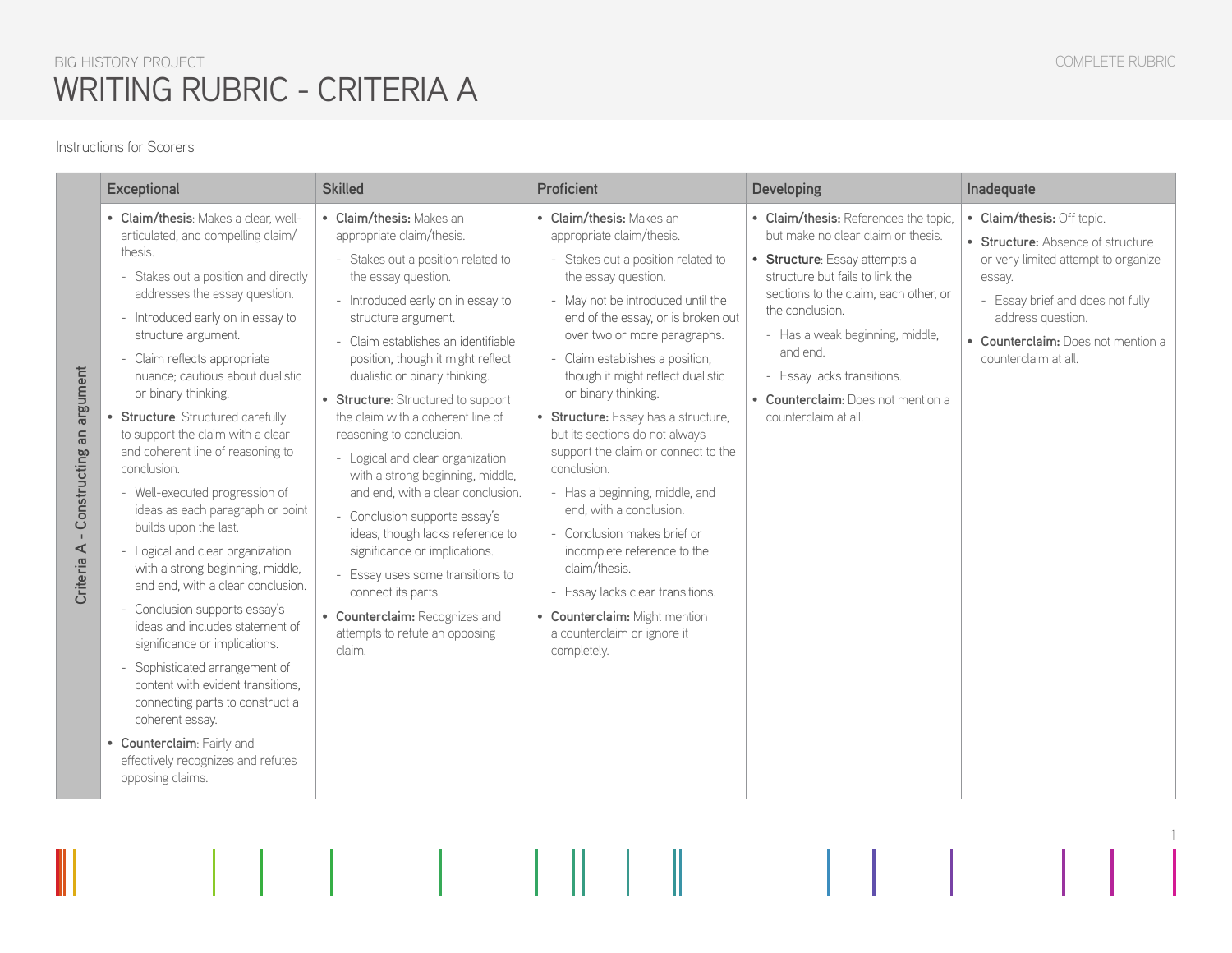BIG HISTORY PROJECT

# WRITING RUBRIC - CRITERIA A

COMPLETE RUBRIC

Instructions for Scorers

| | Exceptional | Skilled | Proficient | Developing | Inadequate |
|---|---|---|---|---|---|
| **Criteria A - Constructing an argument** | • **Claim/thesis**: Makes a clear, well-articulated, and compelling claim/thesis.<br>- Stakes out a position and directly addresses the essay question.<br>- Introduced early on in essay to structure argument.<br>- Claim reflects appropriate nuance; cautious about dualistic or binary thinking.<br>• **Structure**: Structured carefully to support the claim with a clear and coherent line of reasoning to conclusion.<br>- Well-executed progression of ideas as each paragraph or point builds upon the last.<br>- Logical and clear organization with a strong beginning, middle, and end, with a clear conclusion.<br>- Conclusion supports essay's ideas and includes statement of significance or implications.<br>- Sophisticated arrangement of content with evident transitions, connecting parts to construct a coherent essay.<br>• **Counterclaim**: Fairly and effectively recognizes and refutes opposing claims. | • **Claim/thesis:** Makes an appropriate claim/thesis.<br>- Stakes out a position related to the essay question.<br>- Introduced early on in essay to structure argument.<br>- Claim establishes an identifiable position, though it might reflect dualistic or binary thinking.<br>• **Structure**: Structured to support the claim with a coherent line of reasoning to conclusion.<br>- Logical and clear organization with a strong beginning, middle, and end, with a clear conclusion.<br>- Conclusion supports essay's ideas, though lacks reference to significance or implications.<br>- Essay uses some transitions to connect its parts.<br>• **Counterclaim:** Recognizes and attempts to refute an opposing claim. | • **Claim/thesis:** Makes an appropriate claim/thesis.<br>- Stakes out a position related to the essay question.<br>- May not be introduced until the end of the essay, or is broken out over two or more paragraphs.<br>- Claim establishes a position, though it might reflect dualistic or binary thinking.<br>• **Structure:** Essay has a structure, but its sections do not always support the claim or connect to the conclusion.<br>- Has a beginning, middle, and end, with a conclusion.<br>- Conclusion makes brief or incomplete reference to the claim/thesis.<br>- Essay lacks clear transitions.<br>• **Counterclaim:** Might mention a counterclaim or ignore it completely. | • **Claim/thesis:** References the topic, but make no clear claim or thesis.<br>• **Structure**: Essay attempts a structure but fails to link the sections to the claim, each other, or the conclusion.<br>- Has a weak beginning, middle, and end.<br>- Essay lacks transitions.<br>• **Counterclaim**: Does not mention a counterclaim at all. | • **Claim/thesis:** Off topic.<br>• **Structure:** Absence of structure or very limited attempt to organize essay.<br>- Essay brief and does not fully address question.<br>• **Counterclaim:** Does not mention a counterclaim at all. |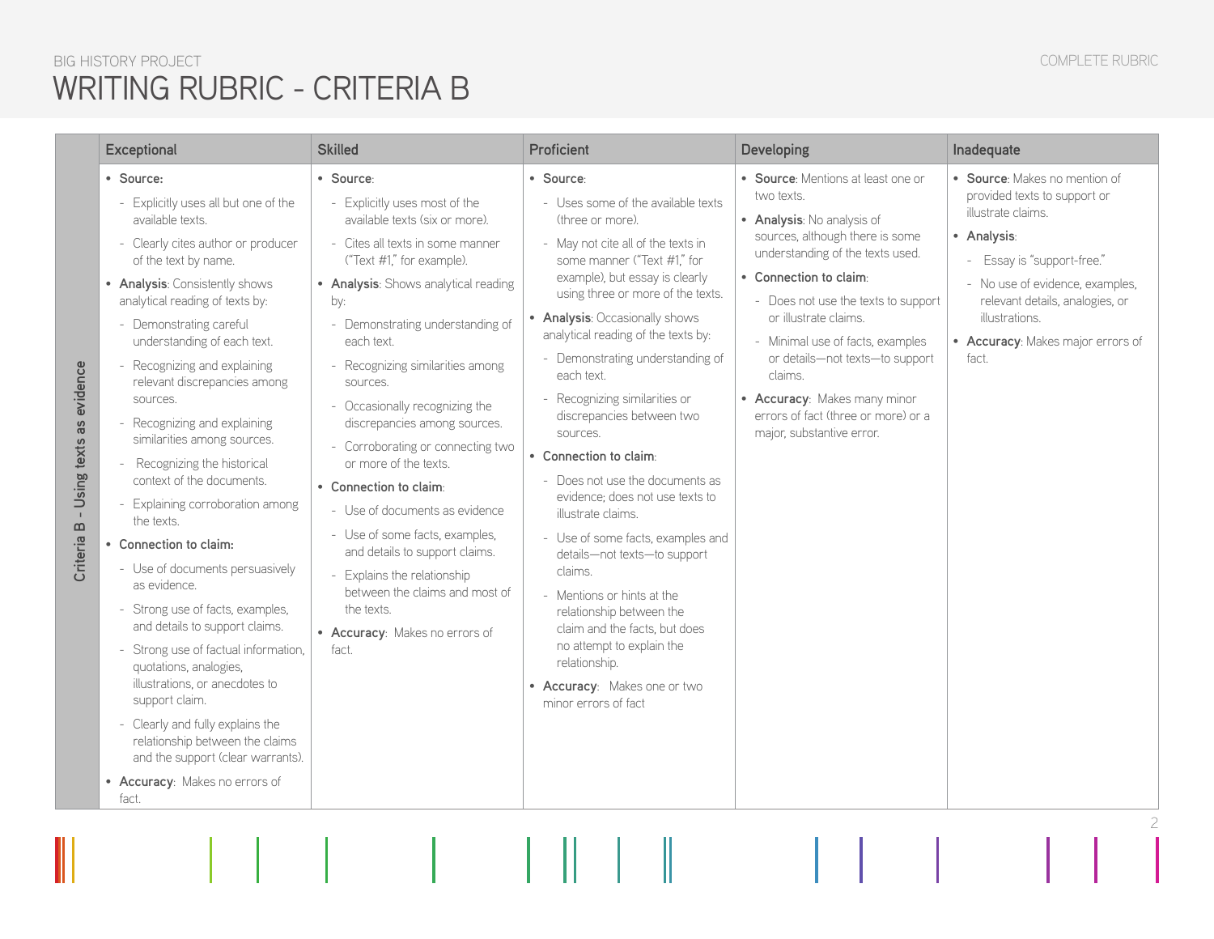BIG HISTORY PROJECT

# WRITING RUBRIC - CRITERIA B

COMPLETE RUBRIC

| | Exceptional | Skilled | Proficient | Developing | Inadequate |
|---|---|---|---|---|---|
| **Criteria B - Using texts as evidence** | • **Source:**<br>- Explicitly uses all but one of the available texts.<br>- Clearly cites author or producer of the text by name.<br>• **Analysis**: Consistently shows analytical reading of texts by:<br>- Demonstrating careful understanding of each text.<br>- Recognizing and explaining relevant discrepancies among sources.<br>- Recognizing and explaining similarities among sources.<br>- Recognizing the historical context of the documents.<br>- Explaining corroboration among the texts.<br>• **Connection to claim:**<br>- Use of documents persuasively as evidence.<br>- Strong use of facts, examples, and details to support claims.<br>- Strong use of factual information, quotations, analogies, illustrations, or anecdotes to support claim.<br>- Clearly and fully explains the relationship between the claims and the support (clear warrants).<br>• **Accuracy**: Makes no errors of fact. | • **Source**:<br>- Explicitly uses most of the available texts (six or more).<br>- Cites all texts in some manner ("Text #1," for example).<br>• **Analysis**: Shows analytical reading by:<br>- Demonstrating understanding of each text.<br>- Recognizing similarities among sources.<br>- Occasionally recognizing the discrepancies among sources.<br>- Corroborating or connecting two or more of the texts.<br>• **Connection to claim**:<br>- Use of documents as evidence<br>- Use of some facts, examples, and details to support claims.<br>- Explains the relationship between the claims and most of the texts.<br>• **Accuracy**: Makes no errors of fact. | • **Source**:<br>- Uses some of the available texts (three or more).<br>- May not cite all of the texts in some manner ("Text #1," for example), but essay is clearly using three or more of the texts.<br>• **Analysis**: Occasionally shows analytical reading of the texts by:<br>- Demonstrating understanding of each text.<br>- Recognizing similarities or discrepancies between two sources.<br>• **Connection to claim**:<br>- Does not use the documents as evidence; does not use texts to illustrate claims.<br>- Use of some facts, examples and details—not texts—to support claims.<br>- Mentions or hints at the relationship between the claim and the facts, but does no attempt to explain the relationship.<br>• **Accuracy**: Makes one or two minor errors of fact | • **Source**: Mentions at least one or two texts.<br>• **Analysis**: No analysis of sources, although there is some understanding of the texts used.<br>• **Connection to claim**:<br>- Does not use the texts to support or illustrate claims.<br>- Minimal use of facts, examples or details—not texts—to support claims.<br>• **Accuracy**: Makes many minor errors of fact (three or more) or a major, substantive error. | • **Source**: Makes no mention of provided texts to support or illustrate claims.<br>• **Analysis**:<br>- Essay is "support-free."<br>- No use of evidence, examples, relevant details, analogies, or illustrations.<br>• **Accuracy**: Makes major errors of fact. |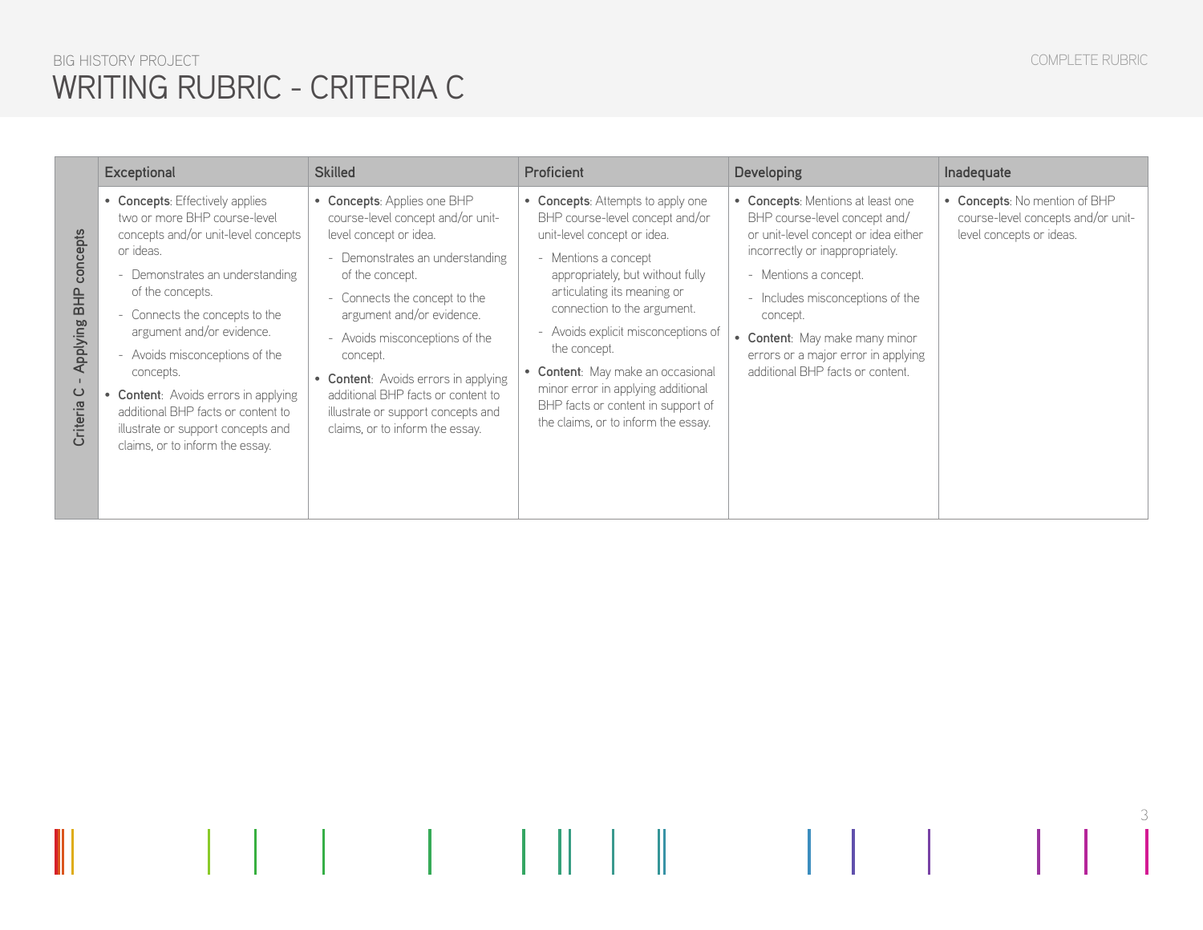BIG HISTORY PROJECT

# WRITING RUBRIC - CRITERIA C

COMPLETE RUBRIC

| | Exceptional | Skilled | Proficient | Developing | Inadequate |
|---|---|---|---|---|---|
| Criteria C - Applying BHP concepts | • **Concepts**: Effectively applies two or more BHP course-level concepts and/or unit-level concepts or ideas.<br>- Demonstrates an understanding of the concepts.<br>- Connects the concepts to the argument and/or evidence.<br>- Avoids misconceptions of the concepts.<br>• **Content**: Avoids errors in applying additional BHP facts or content to illustrate or support concepts and claims, or to inform the essay. | • **Concepts**: Applies one BHP course-level concept and/or unit-level concept or idea.<br>- Demonstrates an understanding of the concept.<br>- Connects the concept to the argument and/or evidence.<br>- Avoids misconceptions of the concept.<br>• **Content**: Avoids errors in applying additional BHP facts or content to illustrate or support concepts and claims, or to inform the essay. | • **Concepts**: Attempts to apply one BHP course-level concept and/or unit-level concept or idea.<br>- Mentions a concept appropriately, but without fully articulating its meaning or connection to the argument.<br>- Avoids explicit misconceptions of the concept.<br>• **Content**: May make an occasional minor error in applying additional BHP facts or content in support of the claims, or to inform the essay. | • **Concepts**: Mentions at least one BHP course-level concept and/ or unit-level concept or idea either incorrectly or inappropriately.<br>- Mentions a concept.<br>- Includes misconceptions of the concept.<br>• **Content**: May make many minor errors or a major error in applying additional BHP facts or content. | • **Concepts**: No mention of BHP course-level concepts and/or unit-level concepts or ideas. |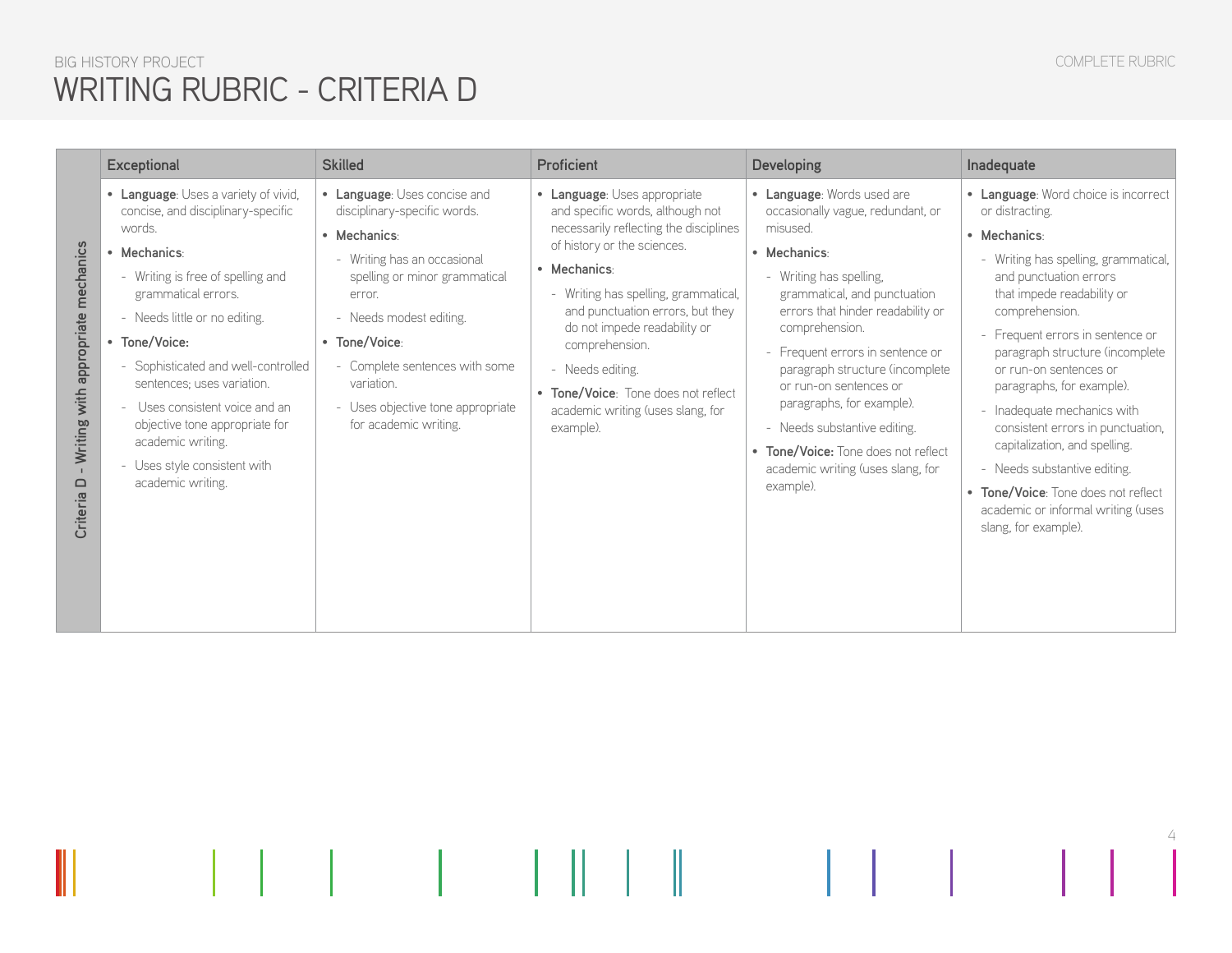BIG HISTORY PROJECT

# WRITING RUBRIC - CRITERIA D

COMPLETE RUBRIC

| | Exceptional | Skilled | Proficient | Developing | Inadequate |
|---|---|---|---|---|---|
| Criteria D - Writing with appropriate mechanics | • **Language**: Uses a variety of vivid, concise, and disciplinary-specific words.<br>• **Mechanics**:<br>- Writing is free of spelling and grammatical errors.<br>- Needs little or no editing.<br>• **Tone/Voice:**<br>- Sophisticated and well-controlled sentences; uses variation.<br>- Uses consistent voice and an objective tone appropriate for academic writing.<br>- Uses style consistent with academic writing. | • **Language**: Uses concise and disciplinary-specific words.<br>• **Mechanics**:<br>- Writing has an occasional spelling or minor grammatical error.<br>- Needs modest editing.<br>• **Tone/Voice**:<br>- Complete sentences with some variation.<br>- Uses objective tone appropriate for academic writing. | • **Language**: Uses appropriate and specific words, although not necessarily reflecting the disciplines of history or the sciences.<br>• **Mechanics**:<br>- Writing has spelling, grammatical, and punctuation errors, but they do not impede readability or comprehension.<br>- Needs editing.<br>• **Tone/Voice**: Tone does not reflect academic writing (uses slang, for example). | • **Language**: Words used are occasionally vague, redundant, or misused.<br>• **Mechanics**:<br>- Writing has spelling, grammatical, and punctuation errors that hinder readability or comprehension.<br>- Frequent errors in sentence or paragraph structure (incomplete or run-on sentences or paragraphs, for example).<br>- Needs substantive editing.<br>• **Tone/Voice:** Tone does not reflect academic writing (uses slang, for example). | • **Language**: Word choice is incorrect or distracting.<br>• **Mechanics**:<br>- Writing has spelling, grammatical, and punctuation errors that impede readability or comprehension.<br>- Frequent errors in sentence or paragraph structure (incomplete or run-on sentences or paragraphs, for example).<br>- Inadequate mechanics with consistent errors in punctuation, capitalization, and spelling.<br>- Needs substantive editing.<br>• **Tone/Voice**: Tone does not reflect academic or informal writing (uses slang, for example). |